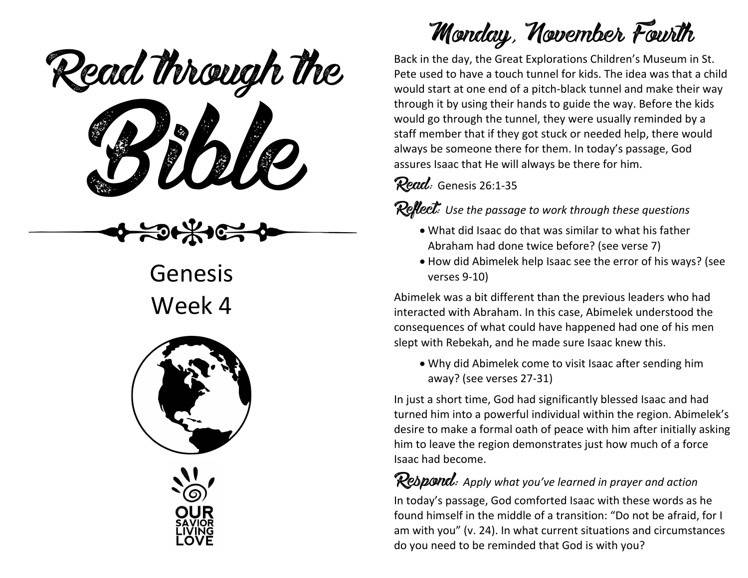# Read through the Bible

## Genesis
## Week 4

OUR SAVIOR LIVING LOVE

## Monday, November Fourth

Back in the day, the Great Explorations Children's Museum in St. Pete used to have a touch tunnel for kids. The idea was that a child would start at one end of a pitch-black tunnel and make their way through it by using their hands to guide the way. Before the kids would go through the tunnel, they were usually reminded by a staff member that if they got stuck or needed help, there would always be someone there for them. In today's passage, God assures Isaac that He will always be there for him.

**Read:** Genesis 26:1-35

**Reflect:** *Use the passage to work through these questions*

- What did Isaac do that was similar to what his father Abraham had done twice before? (see verse 7)
- How did Abimelek help Isaac see the error of his ways? (see verses 9-10)

Abimelek was a bit different than the previous leaders who had interacted with Abraham. In this case, Abimelek understood the consequences of what could have happened had one of his men slept with Rebekah, and he made sure Isaac knew this.

- Why did Abimelek come to visit Isaac after sending him away? (see verses 27-31)

In just a short time, God had significantly blessed Isaac and had turned him into a powerful individual within the region. Abimelek's desire to make a formal oath of peace with him after initially asking him to leave the region demonstrates just how much of a force Isaac had become.

**Respond:** *Apply what you've learned in prayer and action*

In today's passage, God comforted Isaac with these words as he found himself in the middle of a transition: "Do not be afraid, for I am with you" (v. 24). In what current situations and circumstances do you need to be reminded that God is with you?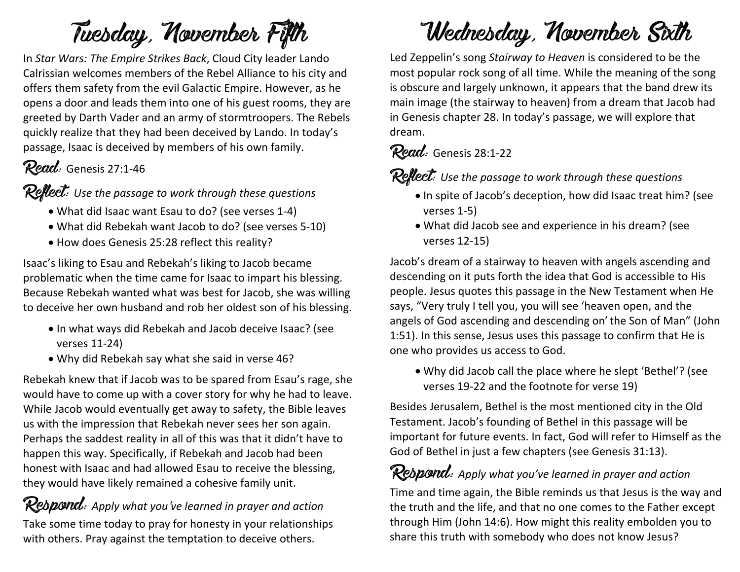# Tuesday, November Fifth

In *Star Wars: The Empire Strikes Back*, Cloud City leader Lando Calrissian welcomes members of the Rebel Alliance to his city and offers them safety from the evil Galactic Empire. However, as he opens a door and leads them into one of his guest rooms, they are greeted by Darth Vader and an army of stormtroopers. The Rebels quickly realize that they had been deceived by Lando. In today's passage, Isaac is deceived by members of his own family.

**Read:** Genesis 27:1-46

**Reflect:** *Use the passage to work through these questions*

- What did Isaac want Esau to do? (see verses 1-4)
- What did Rebekah want Jacob to do? (see verses 5-10)
- How does Genesis 25:28 reflect this reality?

Isaac's liking to Esau and Rebekah's liking to Jacob became problematic when the time came for Isaac to impart his blessing. Because Rebekah wanted what was best for Jacob, she was willing to deceive her own husband and rob her oldest son of his blessing.

- In what ways did Rebekah and Jacob deceive Isaac? (see verses 11-24)
- Why did Rebekah say what she said in verse 46?

Rebekah knew that if Jacob was to be spared from Esau's rage, she would have to come up with a cover story for why he had to leave. While Jacob would eventually get away to safety, the Bible leaves us with the impression that Rebekah never sees her son again. Perhaps the saddest reality in all of this was that it didn't have to happen this way. Specifically, if Rebekah and Jacob had been honest with Isaac and had allowed Esau to receive the blessing, they would have likely remained a cohesive family unit.

**Respond:** *Apply what you've learned in prayer and action*

Take some time today to pray for honesty in your relationships with others. Pray against the temptation to deceive others.

# Wednesday, November Sixth

Led Zeppelin's song *Stairway to Heaven* is considered to be the most popular rock song of all time. While the meaning of the song is obscure and largely unknown, it appears that the band drew its main image (the stairway to heaven) from a dream that Jacob had in Genesis chapter 28. In today's passage, we will explore that dream.

**Read:** Genesis 28:1-22

**Reflect:** *Use the passage to work through these questions*

- In spite of Jacob's deception, how did Isaac treat him? (see verses 1-5)
- What did Jacob see and experience in his dream? (see verses 12-15)

Jacob's dream of a stairway to heaven with angels ascending and descending on it puts forth the idea that God is accessible to His people. Jesus quotes this passage in the New Testament when He says, "Very truly I tell you, you will see 'heaven open, and the angels of God ascending and descending on' the Son of Man" (John 1:51). In this sense, Jesus uses this passage to confirm that He is one who provides us access to God.

- Why did Jacob call the place where he slept 'Bethel'? (see verses 19-22 and the footnote for verse 19)

Besides Jerusalem, Bethel is the most mentioned city in the Old Testament. Jacob's founding of Bethel in this passage will be important for future events. In fact, God will refer to Himself as the God of Bethel in just a few chapters (see Genesis 31:13).

**Respond:** *Apply what you've learned in prayer and action*

Time and time again, the Bible reminds us that Jesus is the way and the truth and the life, and that no one comes to the Father except through Him (John 14:6). How might this reality embolden you to share this truth with somebody who does not know Jesus?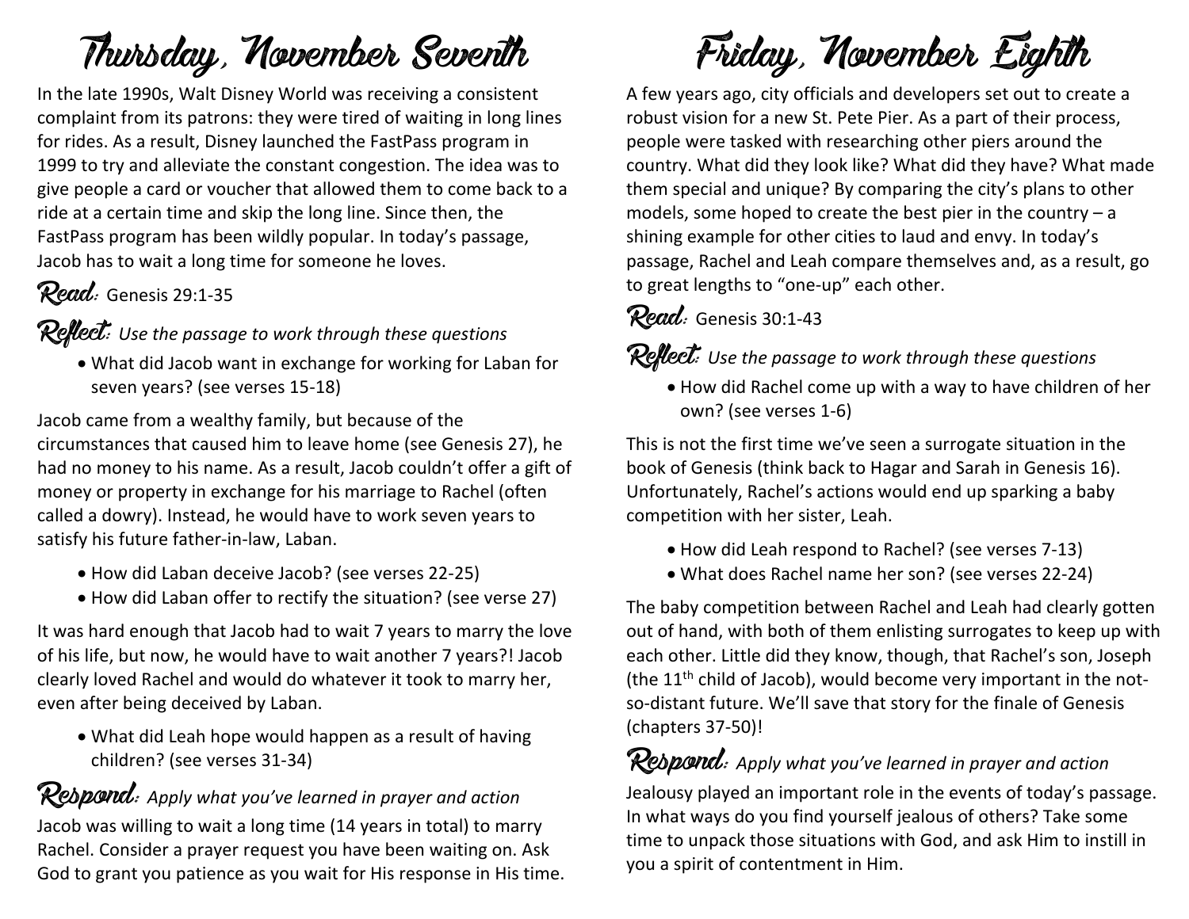# Thursday, November Seventh

In the late 1990s, Walt Disney World was receiving a consistent complaint from its patrons: they were tired of waiting in long lines for rides. As a result, Disney launched the FastPass program in 1999 to try and alleviate the constant congestion. The idea was to give people a card or voucher that allowed them to come back to a ride at a certain time and skip the long line. Since then, the FastPass program has been wildly popular. In today's passage, Jacob has to wait a long time for someone he loves.

**Read:** Genesis 29:1-35

**Reflect:** *Use the passage to work through these questions*

- What did Jacob want in exchange for working for Laban for seven years? (see verses 15-18)

Jacob came from a wealthy family, but because of the circumstances that caused him to leave home (see Genesis 27), he had no money to his name. As a result, Jacob couldn't offer a gift of money or property in exchange for his marriage to Rachel (often called a dowry). Instead, he would have to work seven years to satisfy his future father-in-law, Laban.

- How did Laban deceive Jacob? (see verses 22-25)
- How did Laban offer to rectify the situation? (see verse 27)

It was hard enough that Jacob had to wait 7 years to marry the love of his life, but now, he would have to wait another 7 years?! Jacob clearly loved Rachel and would do whatever it took to marry her, even after being deceived by Laban.

- What did Leah hope would happen as a result of having children? (see verses 31-34)

**Respond:** *Apply what you've learned in prayer and action*

Jacob was willing to wait a long time (14 years in total) to marry Rachel. Consider a prayer request you have been waiting on. Ask God to grant you patience as you wait for His response in His time.

# Friday, November Eighth

A few years ago, city officials and developers set out to create a robust vision for a new St. Pete Pier. As a part of their process, people were tasked with researching other piers around the country. What did they look like? What did they have? What made them special and unique? By comparing the city's plans to other models, some hoped to create the best pier in the country – a shining example for other cities to laud and envy. In today's passage, Rachel and Leah compare themselves and, as a result, go to great lengths to "one-up" each other.

**Read:** Genesis 30:1-43

**Reflect:** *Use the passage to work through these questions*

- How did Rachel come up with a way to have children of her own? (see verses 1-6)

This is not the first time we've seen a surrogate situation in the book of Genesis (think back to Hagar and Sarah in Genesis 16). Unfortunately, Rachel's actions would end up sparking a baby competition with her sister, Leah.

- How did Leah respond to Rachel? (see verses 7-13)
- What does Rachel name her son? (see verses 22-24)

The baby competition between Rachel and Leah had clearly gotten out of hand, with both of them enlisting surrogates to keep up with each other. Little did they know, though, that Rachel's son, Joseph (the 11th child of Jacob), would become very important in the not-so-distant future. We'll save that story for the finale of Genesis (chapters 37-50)!

**Respond:** *Apply what you've learned in prayer and action*

Jealousy played an important role in the events of today's passage. In what ways do you find yourself jealous of others? Take some time to unpack those situations with God, and ask Him to instill in you a spirit of contentment in Him.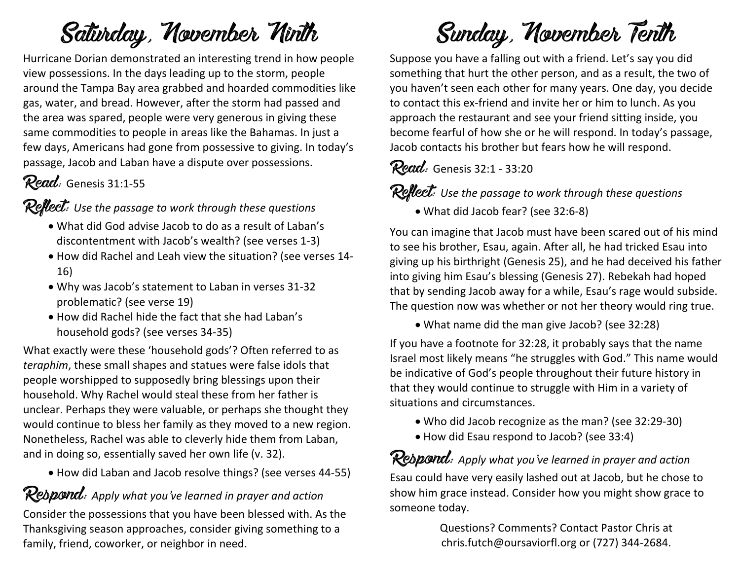# Saturday, November Ninth

Hurricane Dorian demonstrated an interesting trend in how people view possessions. In the days leading up to the storm, people around the Tampa Bay area grabbed and hoarded commodities like gas, water, and bread. However, after the storm had passed and the area was spared, people were very generous in giving these same commodities to people in areas like the Bahamas. In just a few days, Americans had gone from possessive to giving. In today's passage, Jacob and Laban have a dispute over possessions.

**Read:** Genesis 31:1-55

**Reflect:** *Use the passage to work through these questions*

- What did God advise Jacob to do as a result of Laban's discontentment with Jacob's wealth? (see verses 1-3)
- How did Rachel and Leah view the situation? (see verses 14-16)
- Why was Jacob's statement to Laban in verses 31-32 problematic? (see verse 19)
- How did Rachel hide the fact that she had Laban's household gods? (see verses 34-35)

What exactly were these 'household gods'? Often referred to as *teraphim*, these small shapes and statues were false idols that people worshipped to supposedly bring blessings upon their household. Why Rachel would steal these from her father is unclear. Perhaps they were valuable, or perhaps she thought they would continue to bless her family as they moved to a new region. Nonetheless, Rachel was able to cleverly hide them from Laban, and in doing so, essentially saved her own life (v. 32).

- How did Laban and Jacob resolve things? (see verses 44-55)

**Respond:** *Apply what you've learned in prayer and action*

Consider the possessions that you have been blessed with. As the Thanksgiving season approaches, consider giving something to a family, friend, coworker, or neighbor in need.

# Sunday, November Tenth

Suppose you have a falling out with a friend. Let's say you did something that hurt the other person, and as a result, the two of you haven't seen each other for many years. One day, you decide to contact this ex-friend and invite her or him to lunch. As you approach the restaurant and see your friend sitting inside, you become fearful of how she or he will respond. In today's passage, Jacob contacts his brother but fears how he will respond.

**Read:** Genesis 32:1 - 33:20

**Reflect:** *Use the passage to work through these questions*

- What did Jacob fear? (see 32:6-8)

You can imagine that Jacob must have been scared out of his mind to see his brother, Esau, again. After all, he had tricked Esau into giving up his birthright (Genesis 25), and he had deceived his father into giving him Esau's blessing (Genesis 27). Rebekah had hoped that by sending Jacob away for a while, Esau's rage would subside. The question now was whether or not her theory would ring true.

- What name did the man give Jacob? (see 32:28)

If you have a footnote for 32:28, it probably says that the name Israel most likely means "he struggles with God." This name would be indicative of God's people throughout their future history in that they would continue to struggle with Him in a variety of situations and circumstances.

- Who did Jacob recognize as the man? (see 32:29-30)
- How did Esau respond to Jacob? (see 33:4)

**Respond:** *Apply what you've learned in prayer and action*

Esau could have very easily lashed out at Jacob, but he chose to show him grace instead. Consider how you might show grace to someone today.

Questions? Comments? Contact Pastor Chris at chris.futch@oursaviorfl.org or (727) 344-2684.